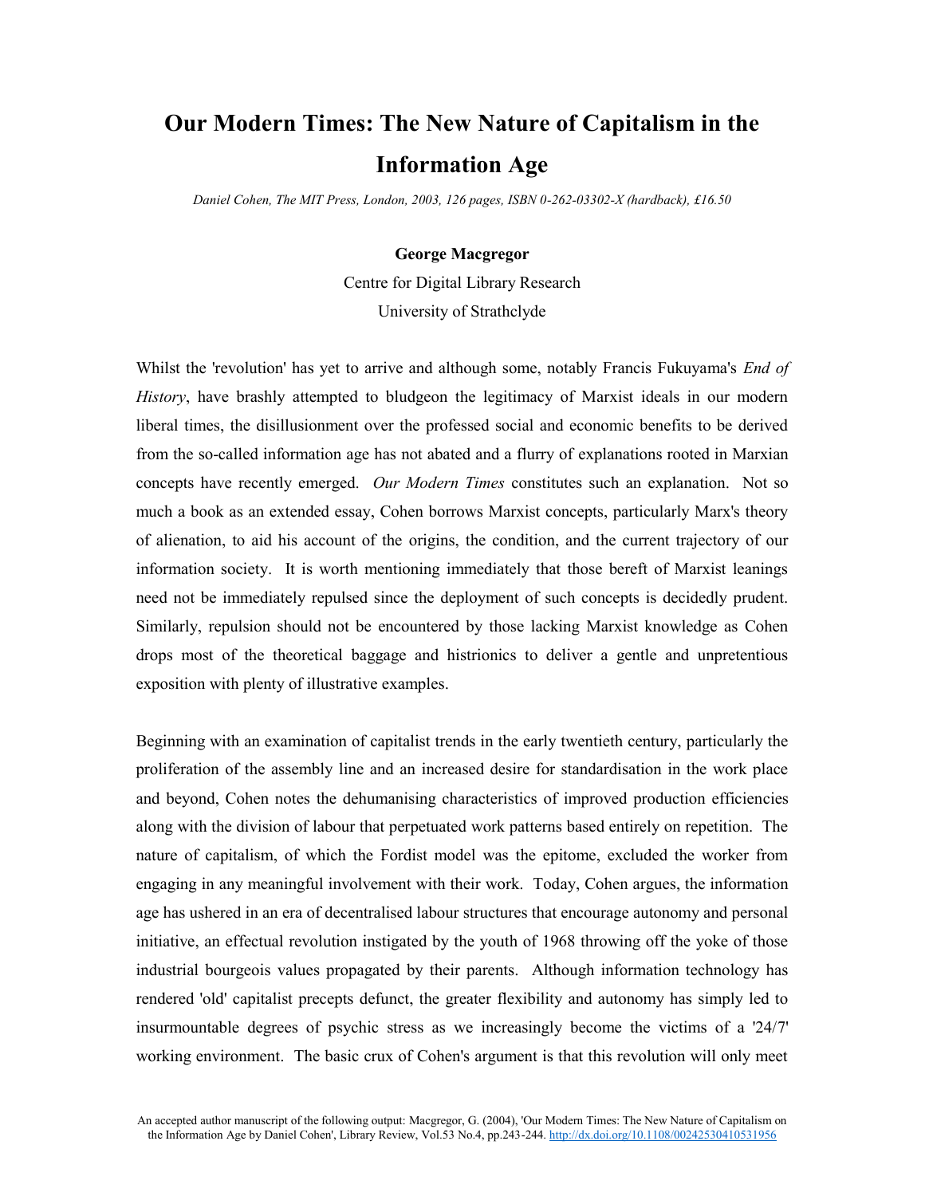# Our Modern Times: The New Nature of Capitalism in the Information Age

*Daniel Cohen, The MIT Press, London, 2003, 126 pages, ISBN 0-262-03302-X (hardback), £16.50*

**George Macgregor**

Centre for Digital Library Research

University of Strathclyde

Whilst the 'revolution' has yet to arrive and although some, notably Francis Fukuyama's *End of History*, have brashly attempted to bludgeon the legitimacy of Marxist ideals in our modern liberal times, the disillusionment over the professed social and economic benefits to be derived from the so-called information age has not abated and a flurry of explanations rooted in Marxian concepts have recently emerged. *Our Modern Times* constitutes such an explanation. Not so much a book as an extended essay, Cohen borrows Marxist concepts, particularly Marx's theory of alienation, to aid his account of the origins, the condition, and the current trajectory of our information society. It is worth mentioning immediately that those bereft of Marxist leanings need not be immediately repulsed since the deployment of such concepts is decidedly prudent. Similarly, repulsion should not be encountered by those lacking Marxist knowledge as Cohen drops most of the theoretical baggage and histrionics to deliver a gentle and unpretentious exposition with plenty of illustrative examples.

Beginning with an examination of capitalist trends in the early twentieth century, particularly the proliferation of the assembly line and an increased desire for standardisation in the work place and beyond, Cohen notes the dehumanising characteristics of improved production efficiencies along with the division of labour that perpetuated work patterns based entirely on repetition. The nature of capitalism, of which the Fordist model was the epitome, excluded the worker from engaging in any meaningful involvement with their work. Today, Cohen argues, the information age has ushered in an era of decentralised labour structures that encourage autonomy and personal initiative, an effectual revolution instigated by the youth of 1968 throwing off the yoke of those industrial bourgeois values propagated by their parents. Although information technology has rendered 'old' capitalist precepts defunct, the greater flexibility and autonomy has simply led to insurmountable degrees of psychic stress as we increasingly become the victims of a '24/7' working environment. The basic crux of Cohen's argument is that this revolution will only meet

An accepted author manuscript of the following output: Macgregor, G. (2004), 'Our Modern Times: The New Nature of Capitalism on the Information Age by Daniel Cohen', Library Review, Vol.53 No.4, pp.243-244. http://dx.doi.org/10.1108/00242530410531956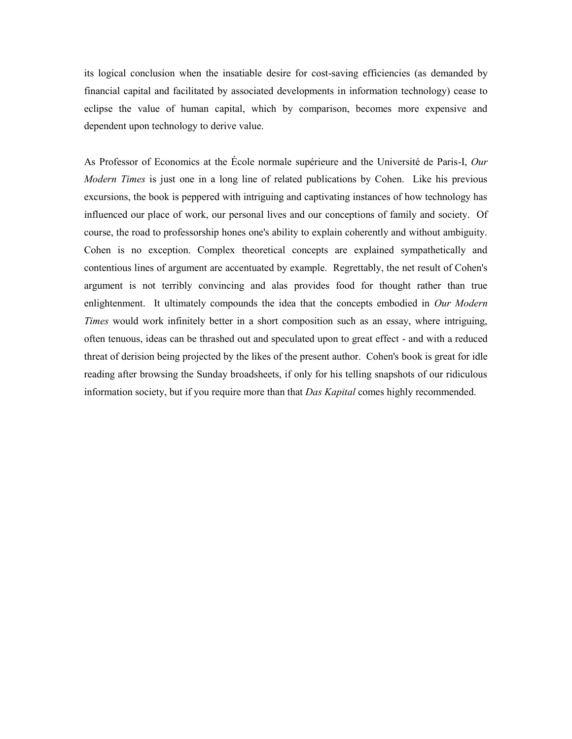its logical conclusion when the insatiable desire for cost-saving efficiencies (as demanded by financial capital and facilitated by associated developments in information technology) cease to eclipse the value of human capital, which by comparison, becomes more expensive and dependent upon technology to derive value.

As Professor of Economics at the École normale supérieure and the Université de Paris-I, *Our Modern Times* is just one in a long line of related publications by Cohen. Like his previous excursions, the book is peppered with intriguing and captivating instances of how technology has influenced our place of work, our personal lives and our conceptions of family and society. Of course, the road to professorship hones one's ability to explain coherently and without ambiguity. Cohen is no exception. Complex theoretical concepts are explained sympathetically and contentious lines of argument are accentuated by example. Regrettably, the net result of Cohen's argument is not terribly convincing and alas provides food for thought rather than true enlightenment. It ultimately compounds the idea that the concepts embodied in *Our Modern Times* would work infinitely better in a short composition such as an essay, where intriguing, often tenuous, ideas can be thrashed out and speculated upon to great effect - and with a reduced threat of derision being projected by the likes of the present author. Cohen's book is great for idle reading after browsing the Sunday broadsheets, if only for his telling snapshots of our ridiculous information society, but if you require more than that *Das Kapital* comes highly recommended.